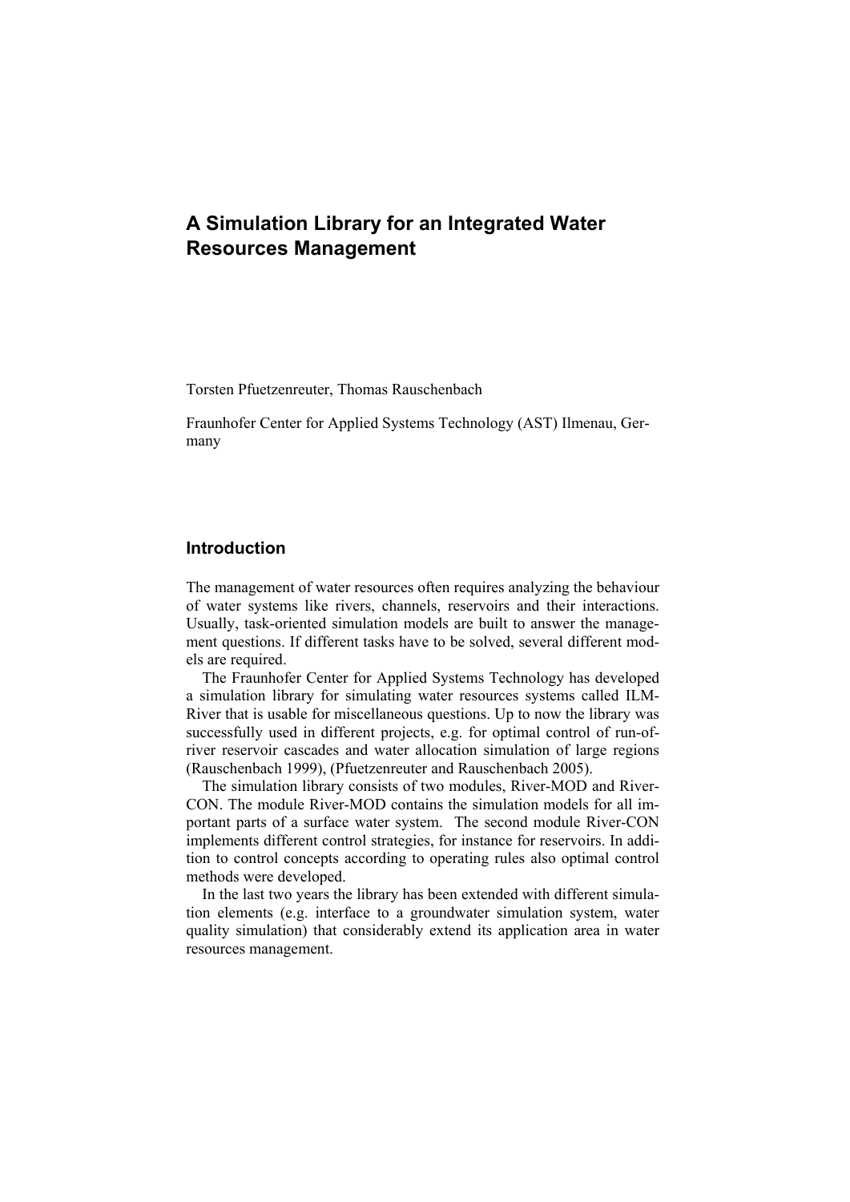# A Simulation Library for an Integrated Water Resources Management

Torsten Pfuetzenreuter, Thomas Rauschenbach

Fraunhofer Center for Applied Systems Technology (AST) Ilmenau, Germany

## Introduction

The management of water resources often requires analyzing the behaviour of water systems like rivers, channels, reservoirs and their interactions. Usually, task-oriented simulation models are built to answer the management questions. If different tasks have to be solved, several different models are required.

The Fraunhofer Center for Applied Systems Technology has developed a simulation library for simulating water resources systems called ILM-River that is usable for miscellaneous questions. Up to now the library was successfully used in different projects, e.g. for optimal control of run-of-river reservoir cascades and water allocation simulation of large regions (Rauschenbach 1999), (Pfuetzenreuter and Rauschenbach 2005).

The simulation library consists of two modules, River-MOD and River-CON. The module River-MOD contains the simulation models for all important parts of a surface water system. The second module River-CON implements different control strategies, for instance for reservoirs. In addition to control concepts according to operating rules also optimal control methods were developed.

In the last two years the library has been extended with different simulation elements (e.g. interface to a groundwater simulation system, water quality simulation) that considerably extend its application area in water resources management.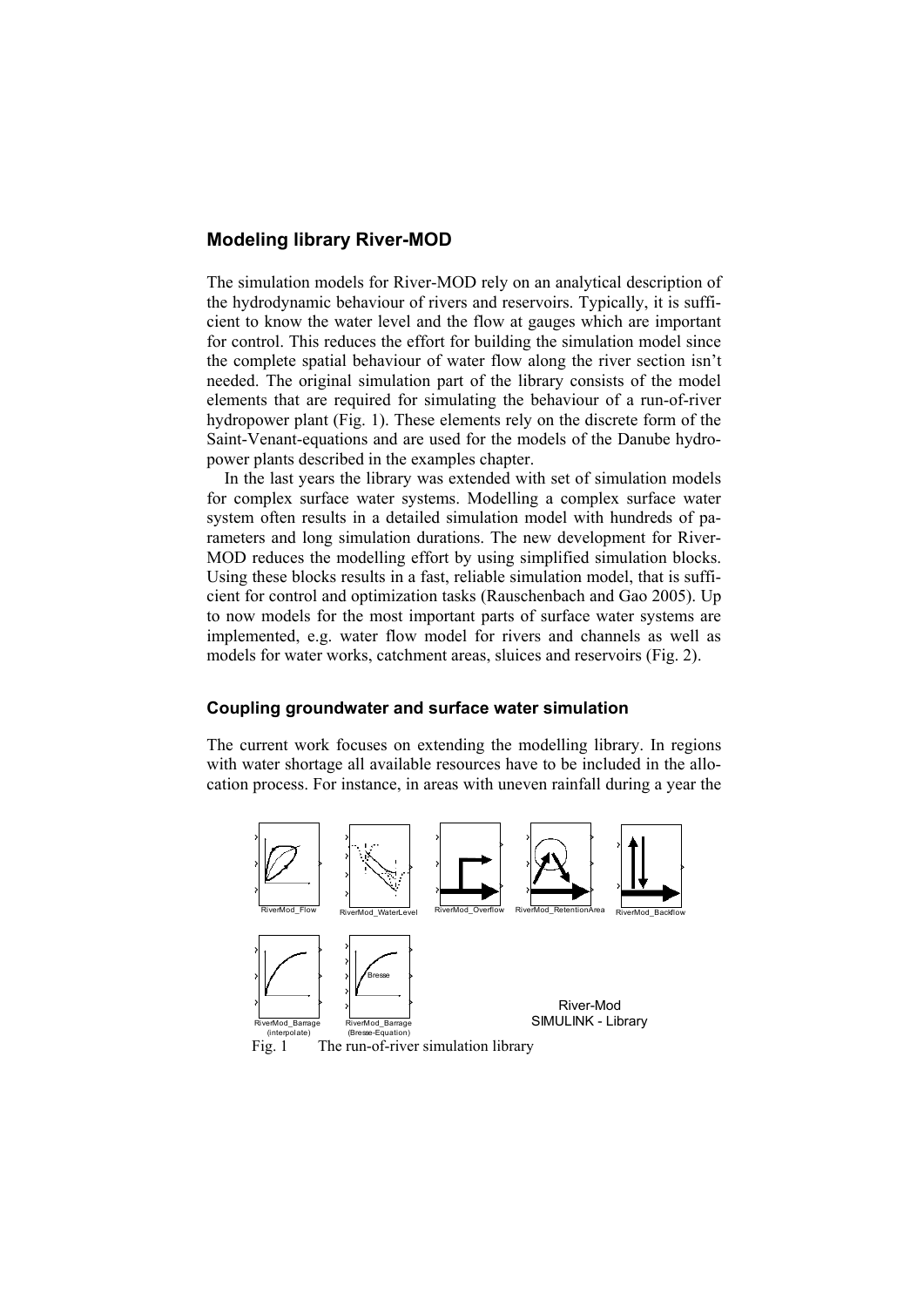## Modeling library River-MOD

The simulation models for River-MOD rely on an analytical description of the hydrodynamic behaviour of rivers and reservoirs. Typically, it is sufficient to know the water level and the flow at gauges which are important for control. This reduces the effort for building the simulation model since the complete spatial behaviour of water flow along the river section isn't needed. The original simulation part of the library consists of the model elements that are required for simulating the behaviour of a run-of-river hydropower plant (Fig. 1). These elements rely on the discrete form of the Saint-Venant-equations and are used for the models of the Danube hydropower plants described in the examples chapter.

In the last years the library was extended with set of simulation models for complex surface water systems. Modelling a complex surface water system often results in a detailed simulation model with hundreds of parameters and long simulation durations. The new development for River-MOD reduces the modelling effort by using simplified simulation blocks. Using these blocks results in a fast, reliable simulation model, that is sufficient for control and optimization tasks (Rauschenbach and Gao 2005). Up to now models for the most important parts of surface water systems are implemented, e.g. water flow model for rivers and channels as well as models for water works, catchment areas, sluices and reservoirs (Fig. 2).

### Coupling groundwater and surface water simulation

The current work focuses on extending the modelling library. In regions with water shortage all available resources have to be included in the allocation process. For instance, in areas with uneven rainfall during a year the

Fig. 1 The run-of-river simulation library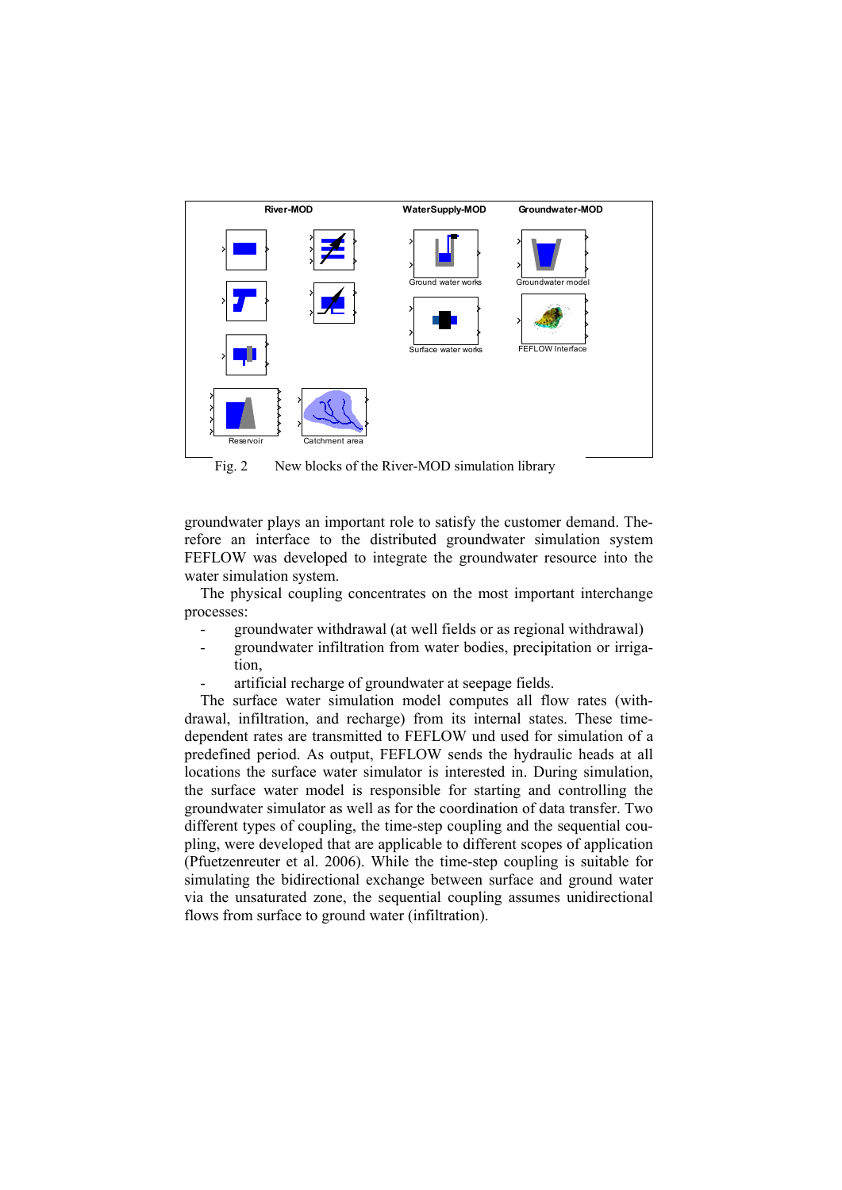Fig. 2 New blocks of the River-MOD simulation library

groundwater plays an important role to satisfy the customer demand. Therefore an interface to the distributed groundwater simulation system FEFLOW was developed to integrate the groundwater resource into the water simulation system.

The physical coupling concentrates on the most important interchange processes:

- groundwater withdrawal (at well fields or as regional withdrawal)
- groundwater infiltration from water bodies, precipitation or irrigation,
- artificial recharge of groundwater at seepage fields.

The surface water simulation model computes all flow rates (withdrawal, infiltration, and recharge) from its internal states. These time-dependent rates are transmitted to FEFLOW und used for simulation of a predefined period. As output, FEFLOW sends the hydraulic heads at all locations the surface water simulator is interested in. During simulation, the surface water model is responsible for starting and controlling the groundwater simulator as well as for the coordination of data transfer. Two different types of coupling, the time-step coupling and the sequential coupling, were developed that are applicable to different scopes of application (Pfuetzenreuter et al. 2006). While the time-step coupling is suitable for simulating the bidirectional exchange between surface and ground water via the unsaturated zone, the sequential coupling assumes unidirectional flows from surface to ground water (infiltration).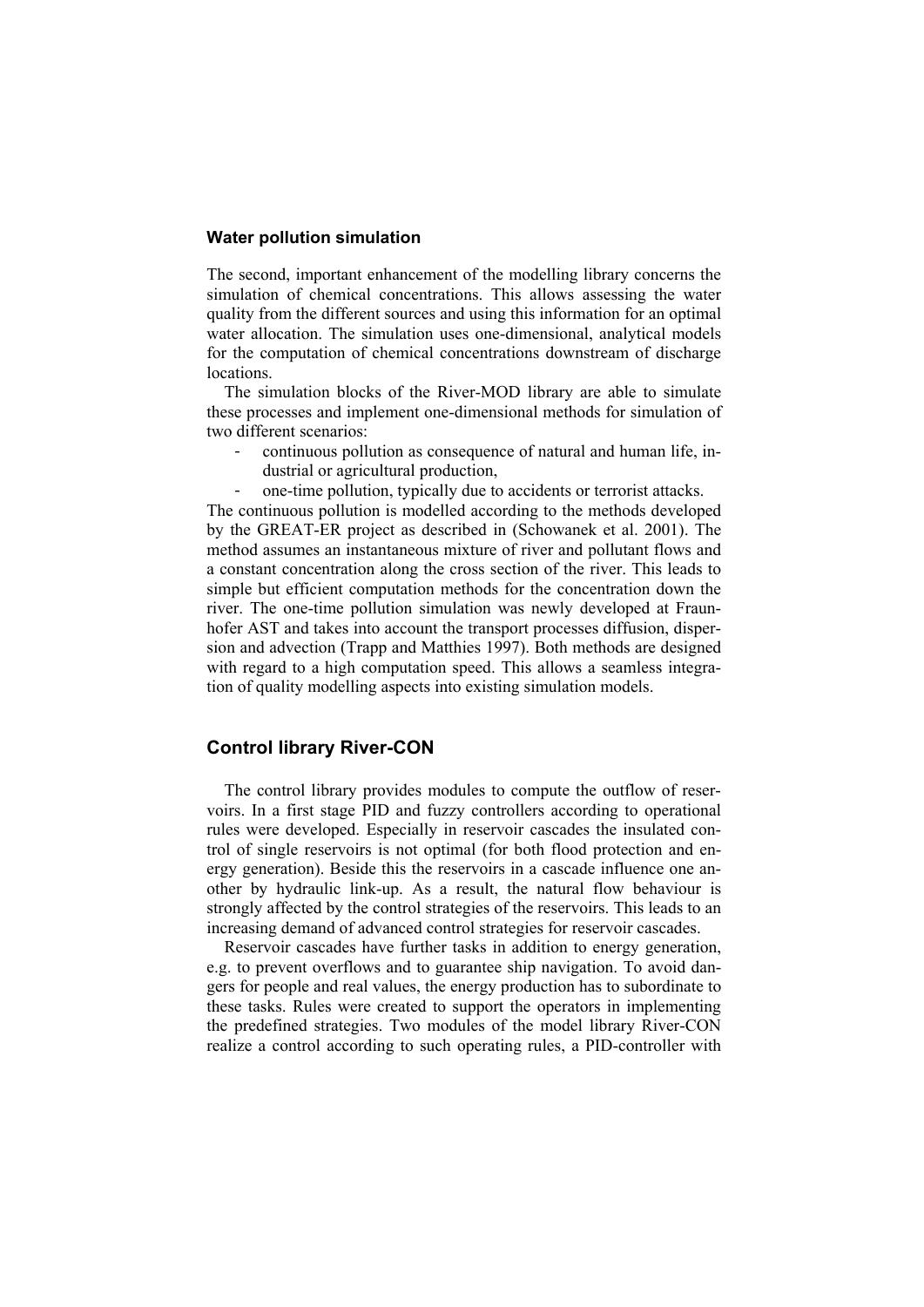### Water pollution simulation

The second, important enhancement of the modelling library concerns the simulation of chemical concentrations. This allows assessing the water quality from the different sources and using this information for an optimal water allocation. The simulation uses one-dimensional, analytical models for the computation of chemical concentrations downstream of discharge locations.

The simulation blocks of the River-MOD library are able to simulate these processes and implement one-dimensional methods for simulation of two different scenarios:

- continuous pollution as consequence of natural and human life, industrial or agricultural production,
- one-time pollution, typically due to accidents or terrorist attacks.

The continuous pollution is modelled according to the methods developed by the GREAT-ER project as described in (Schowanek et al. 2001). The method assumes an instantaneous mixture of river and pollutant flows and a constant concentration along the cross section of the river. This leads to simple but efficient computation methods for the concentration down the river. The one-time pollution simulation was newly developed at Fraunhofer AST and takes into account the transport processes diffusion, dispersion and advection (Trapp and Matthies 1997). Both methods are designed with regard to a high computation speed. This allows a seamless integration of quality modelling aspects into existing simulation models.

## Control library River-CON

The control library provides modules to compute the outflow of reservoirs. In a first stage PID and fuzzy controllers according to operational rules were developed. Especially in reservoir cascades the insulated control of single reservoirs is not optimal (for both flood protection and energy generation). Beside this the reservoirs in a cascade influence one another by hydraulic link-up. As a result, the natural flow behaviour is strongly affected by the control strategies of the reservoirs. This leads to an increasing demand of advanced control strategies for reservoir cascades.

Reservoir cascades have further tasks in addition to energy generation, e.g. to prevent overflows and to guarantee ship navigation. To avoid dangers for people and real values, the energy production has to subordinate to these tasks. Rules were created to support the operators in implementing the predefined strategies. Two modules of the model library River-CON realize a control according to such operating rules, a PID-controller with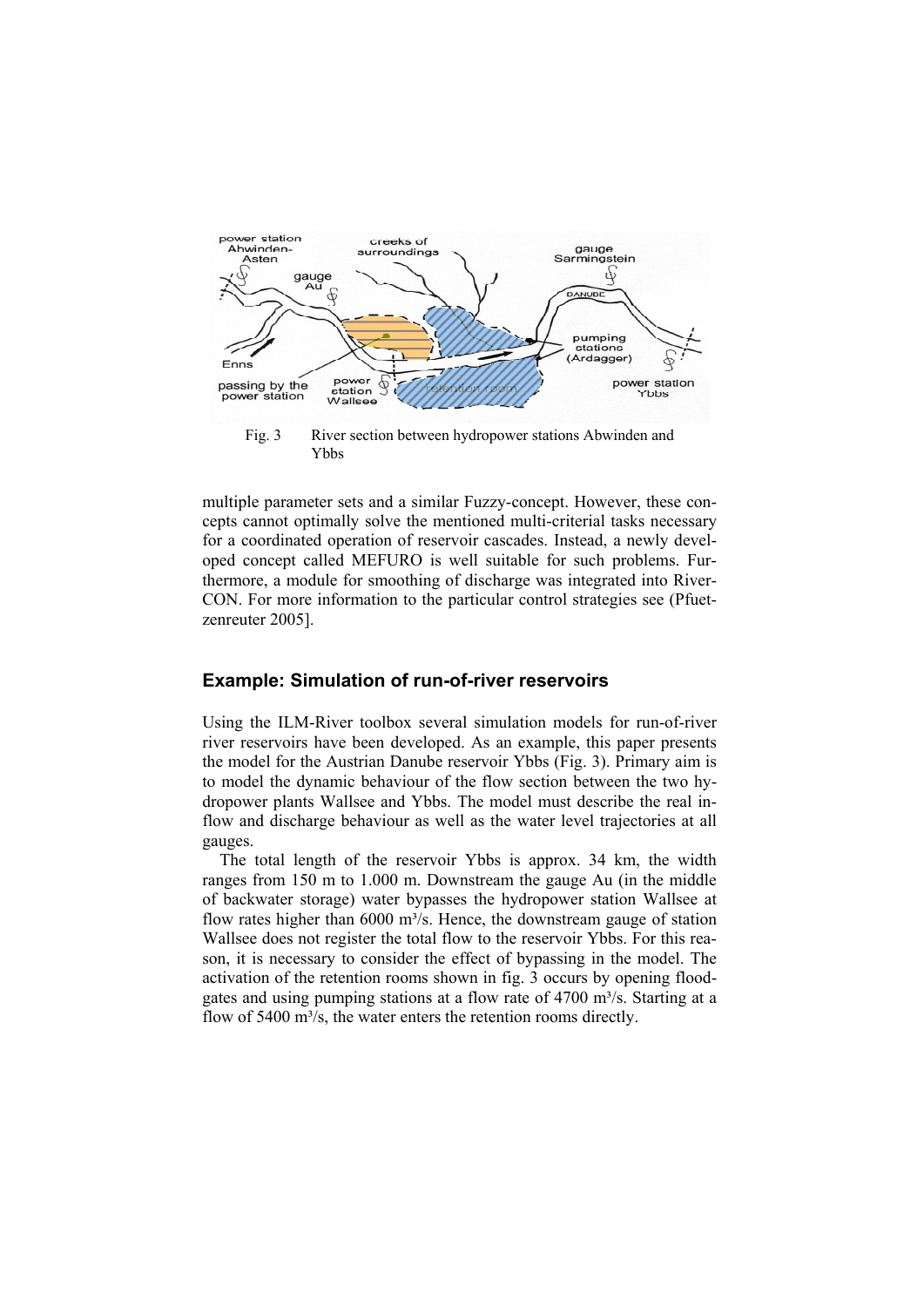Fig. 3 River section between hydropower stations Abwinden and Ybbs

multiple parameter sets and a similar Fuzzy-concept. However, these concepts cannot optimally solve the mentioned multi-criterial tasks necessary for a coordinated operation of reservoir cascades. Instead, a newly developed concept called MEFURO is well suitable for such problems. Furthermore, a module for smoothing of discharge was integrated into RiverCON. For more information to the particular control strategies see (Pfuetzenreuter 2005].

## Example: Simulation of run-of-river reservoirs

Using the ILM-River toolbox several simulation models for run-of-river river reservoirs have been developed. As an example, this paper presents the model for the Austrian Danube reservoir Ybbs (Fig. 3). Primary aim is to model the dynamic behaviour of the flow section between the two hydropower plants Wallsee and Ybbs. The model must describe the real inflow and discharge behaviour as well as the water level trajectories at all gauges.

The total length of the reservoir Ybbs is approx. 34 km, the width ranges from 150 m to 1.000 m. Downstream the gauge Au (in the middle of backwater storage) water bypasses the hydropower station Wallsee at flow rates higher than 6000 m³/s. Hence, the downstream gauge of station Wallsee does not register the total flow to the reservoir Ybbs. For this reason, it is necessary to consider the effect of bypassing in the model. The activation of the retention rooms shown in fig. 3 occurs by opening floodgates and using pumping stations at a flow rate of 4700 m³/s. Starting at a flow of 5400 m³/s, the water enters the retention rooms directly.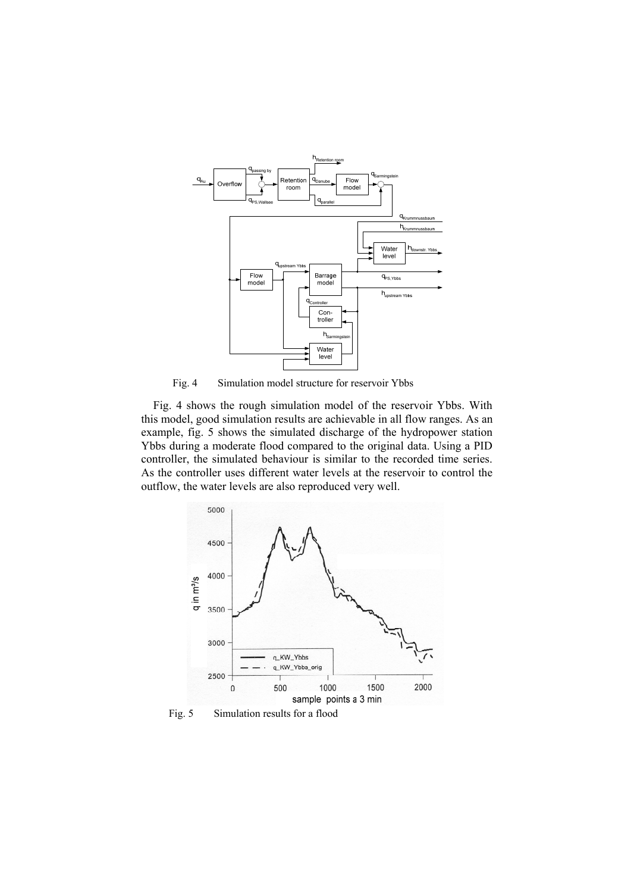Fig. 4 Simulation model structure for reservoir Ybbs

Fig. 4 shows the rough simulation model of the reservoir Ybbs. With this model, good simulation results are achievable in all flow ranges. As an example, fig. 5 shows the simulated discharge of the hydropower station Ybbs during a moderate flood compared to the original data. Using a PID controller, the simulated behaviour is similar to the recorded time series. As the controller uses different water levels at the reservoir to control the outflow, the water levels are also reproduced very well.

Fig. 5 Simulation results for a flood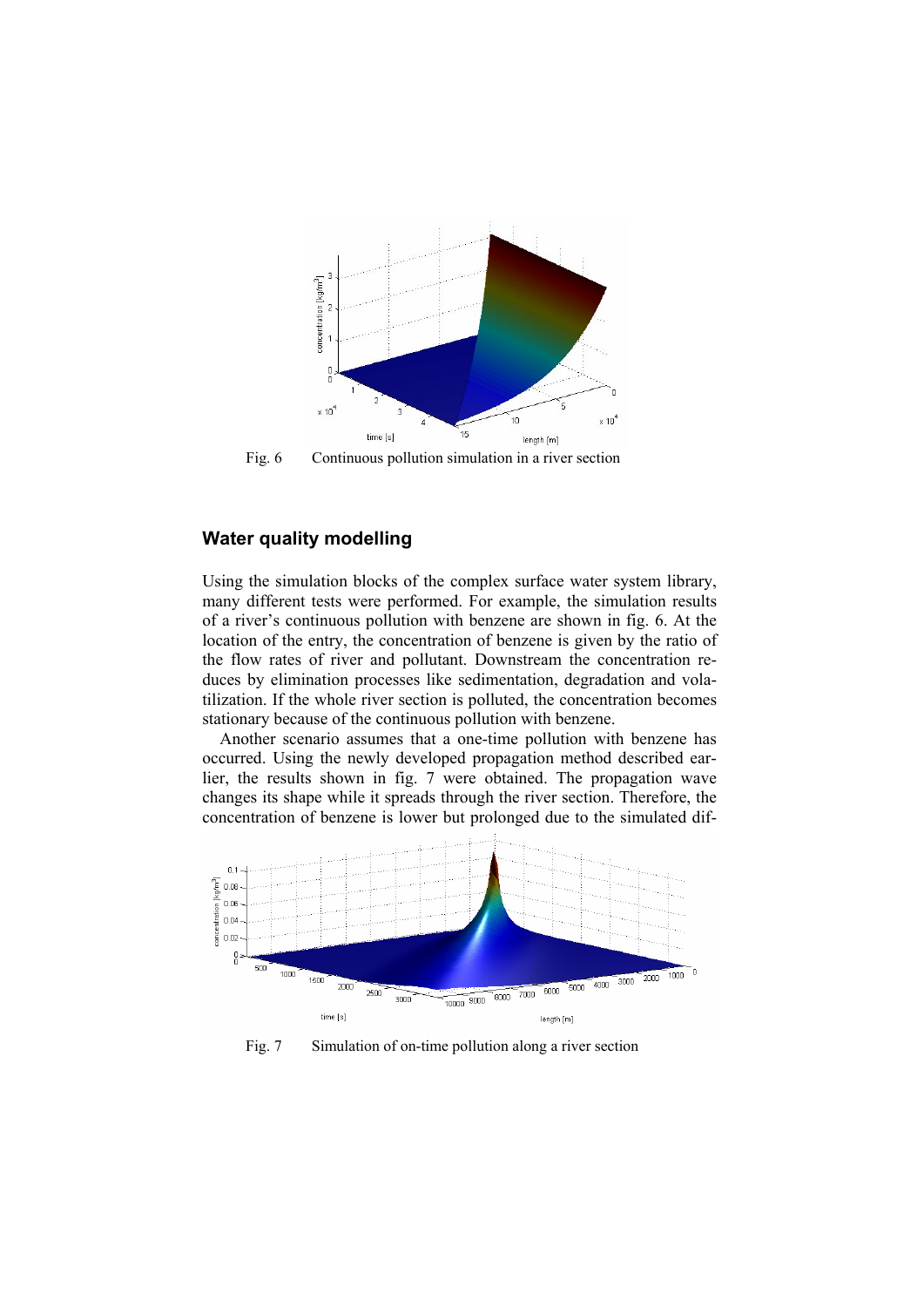Fig. 6 Continuous pollution simulation in a river section

## Water quality modelling

Using the simulation blocks of the complex surface water system library, many different tests were performed. For example, the simulation results of a river's continuous pollution with benzene are shown in fig. 6. At the location of the entry, the concentration of benzene is given by the ratio of the flow rates of river and pollutant. Downstream the concentration reduces by elimination processes like sedimentation, degradation and volatilization. If the whole river section is polluted, the concentration becomes stationary because of the continuous pollution with benzene.

Another scenario assumes that a one-time pollution with benzene has occurred. Using the newly developed propagation method described earlier, the results shown in fig. 7 were obtained. The propagation wave changes its shape while it spreads through the river section. Therefore, the concentration of benzene is lower but prolonged due to the simulated dif-

Fig. 7 Simulation of on-time pollution along a river section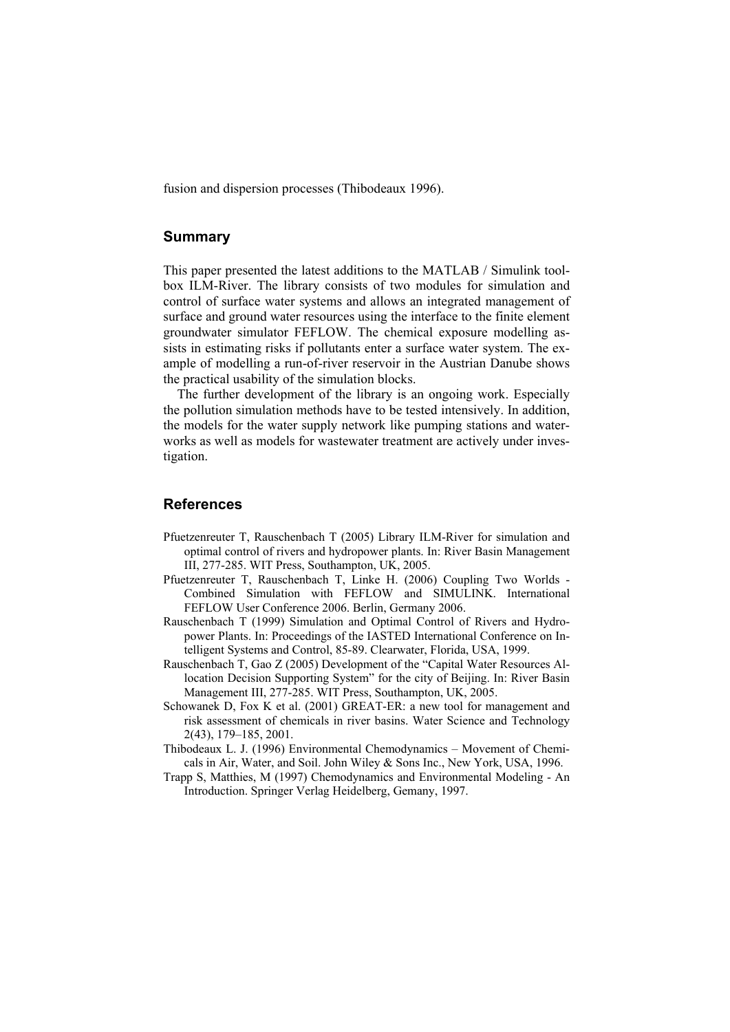fusion and dispersion processes (Thibodeaux 1996).

## Summary

This paper presented the latest additions to the MATLAB / Simulink toolbox ILM-River. The library consists of two modules for simulation and control of surface water systems and allows an integrated management of surface and ground water resources using the interface to the finite element groundwater simulator FEFLOW. The chemical exposure modelling assists in estimating risks if pollutants enter a surface water system. The example of modelling a run-of-river reservoir in the Austrian Danube shows the practical usability of the simulation blocks.

The further development of the library is an ongoing work. Especially the pollution simulation methods have to be tested intensively. In addition, the models for the water supply network like pumping stations and waterworks as well as models for wastewater treatment are actively under investigation.

## References

Pfuetzenreuter T, Rauschenbach T (2005) Library ILM-River for simulation and optimal control of rivers and hydropower plants. In: River Basin Management III, 277-285. WIT Press, Southampton, UK, 2005.

Pfuetzenreuter T, Rauschenbach T, Linke H. (2006) Coupling Two Worlds - Combined Simulation with FEFLOW and SIMULINK. International FEFLOW User Conference 2006. Berlin, Germany 2006.

Rauschenbach T (1999) Simulation and Optimal Control of Rivers and Hydropower Plants. In: Proceedings of the IASTED International Conference on Intelligent Systems and Control, 85-89. Clearwater, Florida, USA, 1999.

Rauschenbach T, Gao Z (2005) Development of the "Capital Water Resources Allocation Decision Supporting System" for the city of Beijing. In: River Basin Management III, 277-285. WIT Press, Southampton, UK, 2005.

Schowanek D, Fox K et al. (2001) GREAT-ER: a new tool for management and risk assessment of chemicals in river basins. Water Science and Technology 2(43), 179–185, 2001.

Thibodeaux L. J. (1996) Environmental Chemodynamics – Movement of Chemicals in Air, Water, and Soil. John Wiley & Sons Inc., New York, USA, 1996.

Trapp S, Matthies, M (1997) Chemodynamics and Environmental Modeling - An Introduction. Springer Verlag Heidelberg, Gemany, 1997.